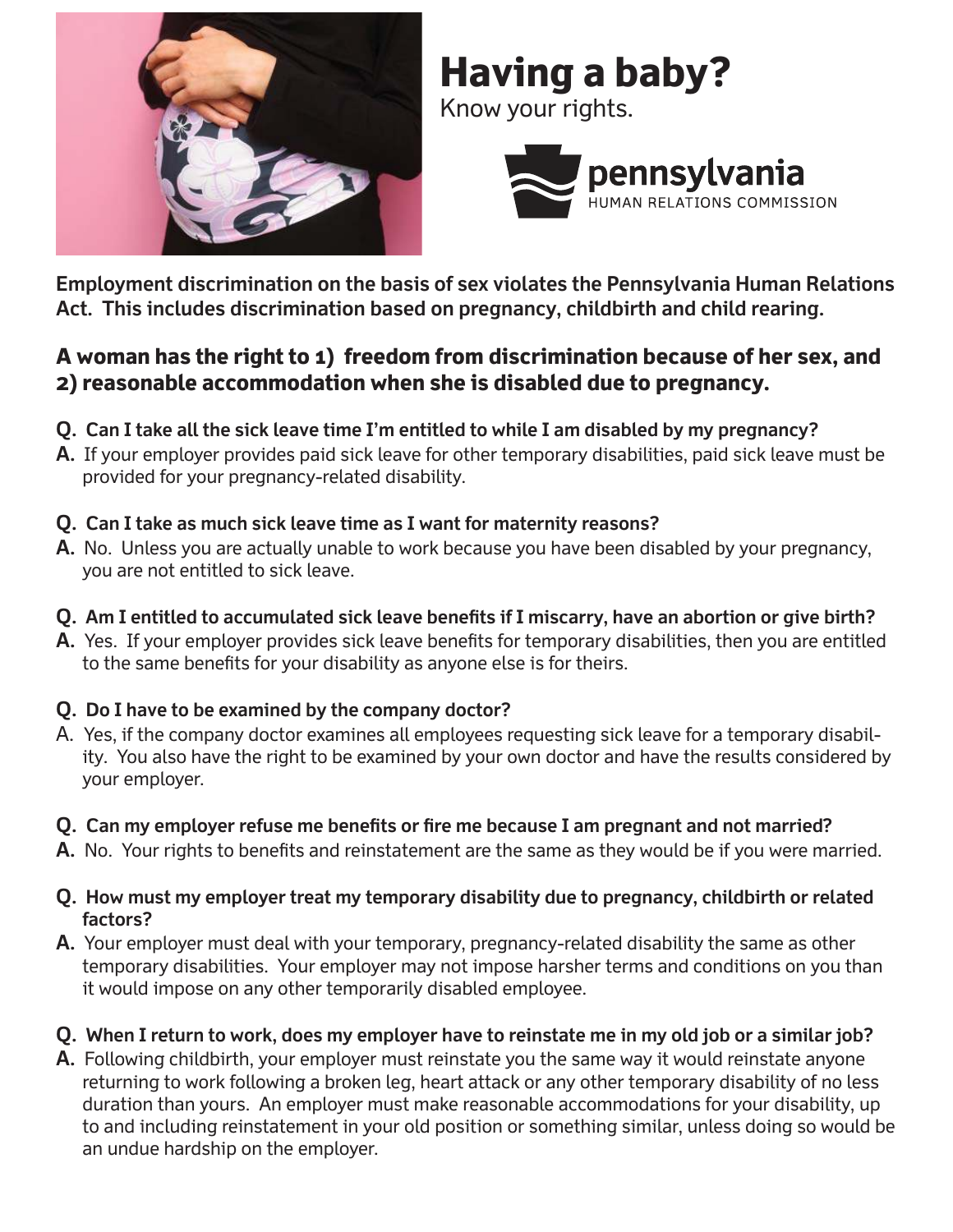# Having a baby?

Know your rights.

pennsylvania
HUMAN RELATIONS COMMISSION

**Employment discrimination on the basis of sex violates the Pennsylvania Human Relations Act. This includes discrimination based on pregnancy, childbirth and child rearing.**

## A woman has the right to 1) freedom from discrimination because of her sex, and 2) reasonable accommodation when she is disabled due to pregnancy.

**Q. Can I take all the sick leave time I'm entitled to while I am disabled by my pregnancy?**

**A.** If your employer provides paid sick leave for other temporary disabilities, paid sick leave must be provided for your pregnancy-related disability.

**Q. Can I take as much sick leave time as I want for maternity reasons?**

**A.** No. Unless you are actually unable to work because you have been disabled by your pregnancy, you are not entitled to sick leave.

**Q. Am I entitled to accumulated sick leave benefits if I miscarry, have an abortion or give birth?**

**A.** Yes. If your employer provides sick leave benefits for temporary disabilities, then you are entitled to the same benefits for your disability as anyone else is for theirs.

**Q. Do I have to be examined by the company doctor?**

A. Yes, if the company doctor examines all employees requesting sick leave for a temporary disability. You also have the right to be examined by your own doctor and have the results considered by your employer.

**Q. Can my employer refuse me benefits or fire me because I am pregnant and not married?**

**A.** No. Your rights to benefits and reinstatement are the same as they would be if you were married.

**Q. How must my employer treat my temporary disability due to pregnancy, childbirth or related factors?**

**A.** Your employer must deal with your temporary, pregnancy-related disability the same as other temporary disabilities. Your employer may not impose harsher terms and conditions on you than it would impose on any other temporarily disabled employee.

**Q. When I return to work, does my employer have to reinstate me in my old job or a similar job?**

**A.** Following childbirth, your employer must reinstate you the same way it would reinstate anyone returning to work following a broken leg, heart attack or any other temporary disability of no less duration than yours. An employer must make reasonable accommodations for your disability, up to and including reinstatement in your old position or something similar, unless doing so would be an undue hardship on the employer.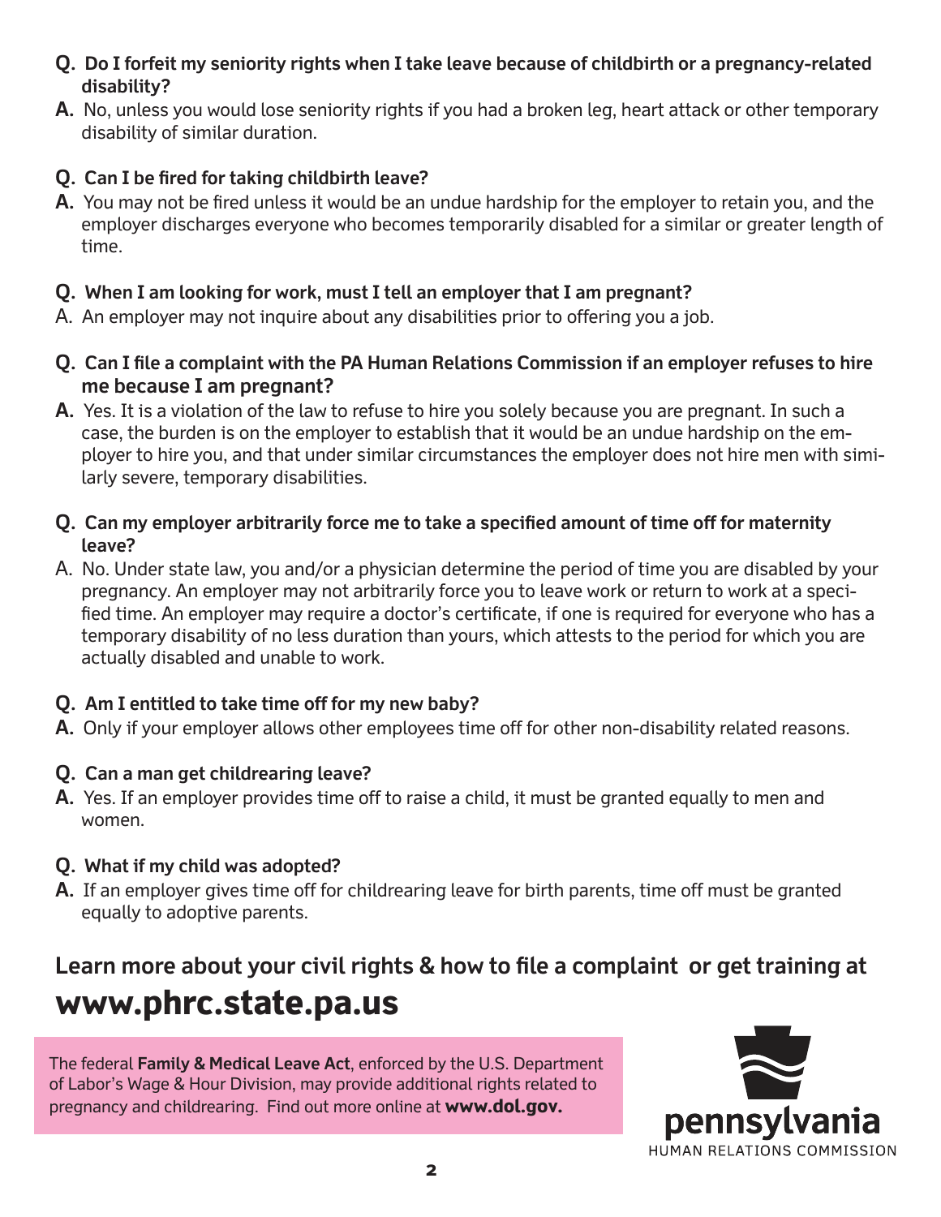**Q. Do I forfeit my seniority rights when I take leave because of childbirth or a pregnancy-related disability?**

**A.** No, unless you would lose seniority rights if you had a broken leg, heart attack or other temporary disability of similar duration.

**Q. Can I be fired for taking childbirth leave?**

**A.** You may not be fired unless it would be an undue hardship for the employer to retain you, and the employer discharges everyone who becomes temporarily disabled for a similar or greater length of time.

**Q. When I am looking for work, must I tell an employer that I am pregnant?**

A. An employer may not inquire about any disabilities prior to offering you a job.

**Q. Can I file a complaint with the PA Human Relations Commission if an employer refuses to hire me because I am pregnant?**

**A.** Yes. It is a violation of the law to refuse to hire you solely because you are pregnant. In such a case, the burden is on the employer to establish that it would be an undue hardship on the employer to hire you, and that under similar circumstances the employer does not hire men with similarly severe, temporary disabilities.

**Q. Can my employer arbitrarily force me to take a specified amount of time off for maternity leave?**

A. No. Under state law, you and/or a physician determine the period of time you are disabled by your pregnancy. An employer may not arbitrarily force you to leave work or return to work at a specified time. An employer may require a doctor's certificate, if one is required for everyone who has a temporary disability of no less duration than yours, which attests to the period for which you are actually disabled and unable to work.

**Q. Am I entitled to take time off for my new baby?**

**A.** Only if your employer allows other employees time off for other non-disability related reasons.

**Q. Can a man get childrearing leave?**

**A.** Yes. If an employer provides time off to raise a child, it must be granted equally to men and women.

**Q. What if my child was adopted?**

**A.** If an employer gives time off for childrearing leave for birth parents, time off must be granted equally to adoptive parents.

## Learn more about your civil rights & how to file a complaint or get training at

# www.phrc.state.pa.us

The federal **Family & Medical Leave Act**, enforced by the U.S. Department of Labor's Wage & Hour Division, may provide additional rights related to pregnancy and childrearing. Find out more online at **www.dol.gov.**

pennsylvania
HUMAN RELATIONS COMMISSION